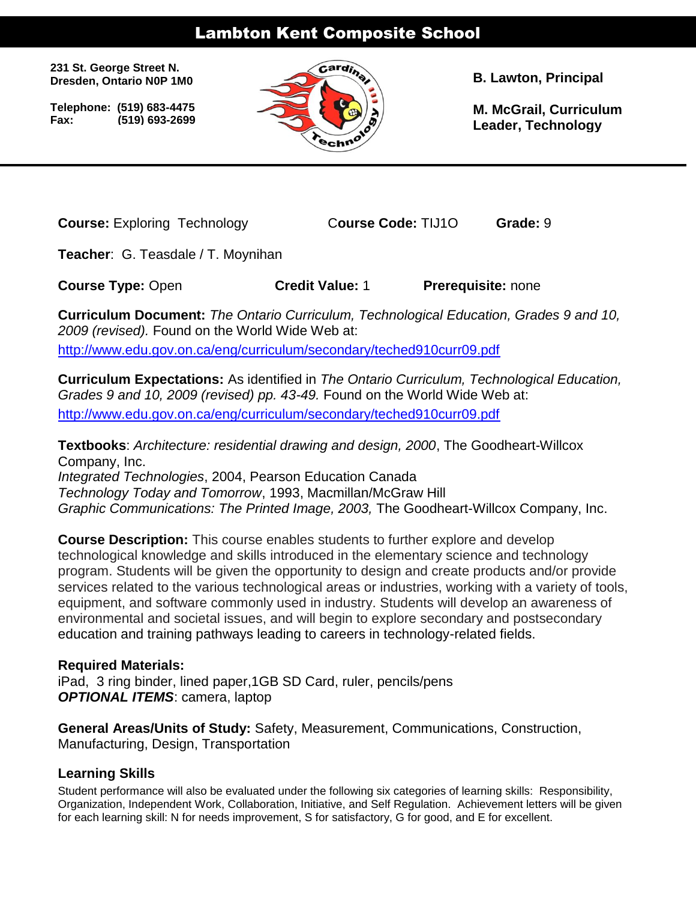# Lambton Kent Composite School

**231 St. George Street N.**
**Dresden, Ontario N0P 1M0**

**Telephone: (519) 683-4475**
**Fax: (519) 693-2699**

**B. Lawton, Principal**

**M. McGrail, Curriculum Leader, Technology**

---

**Course:** Exploring Technology  **Course Code:** TIJ1O  **Grade:** 9

**Teacher**: G. Teasdale / T. Moynihan

**Course Type:** Open  **Credit Value:** 1  **Prerequisite:** none

**Curriculum Document:** *The Ontario Curriculum, Technological Education, Grades 9 and 10, 2009 (revised).* Found on the World Wide Web at:
http://www.edu.gov.on.ca/eng/curriculum/secondary/teched910curr09.pdf

**Curriculum Expectations:** As identified in *The Ontario Curriculum, Technological Education, Grades 9 and 10, 2009 (revised) pp. 43-49.* Found on the World Wide Web at:
http://www.edu.gov.on.ca/eng/curriculum/secondary/teched910curr09.pdf

**Textbooks**: *Architecture: residential drawing and design, 2000*, The Goodheart-Willcox Company, Inc.
*Integrated Technologies*, 2004, Pearson Education Canada
*Technology Today and Tomorrow*, 1993, Macmillan/McGraw Hill
*Graphic Communications: The Printed Image, 2003,* The Goodheart-Willcox Company, Inc.

**Course Description:** This course enables students to further explore and develop technological knowledge and skills introduced in the elementary science and technology program. Students will be given the opportunity to design and create products and/or provide services related to the various technological areas or industries, working with a variety of tools, equipment, and software commonly used in industry. Students will develop an awareness of environmental and societal issues, and will begin to explore secondary and postsecondary education and training pathways leading to careers in technology-related fields.

**Required Materials:**
iPad, 3 ring binder, lined paper,1GB SD Card, ruler, pencils/pens
***OPTIONAL ITEMS***: camera, laptop

**General Areas/Units of Study:** Safety, Measurement, Communications, Construction, Manufacturing, Design, Transportation

### Learning Skills

Student performance will also be evaluated under the following six categories of learning skills: Responsibility, Organization, Independent Work, Collaboration, Initiative, and Self Regulation. Achievement letters will be given for each learning skill: N for needs improvement, S for satisfactory, G for good, and E for excellent.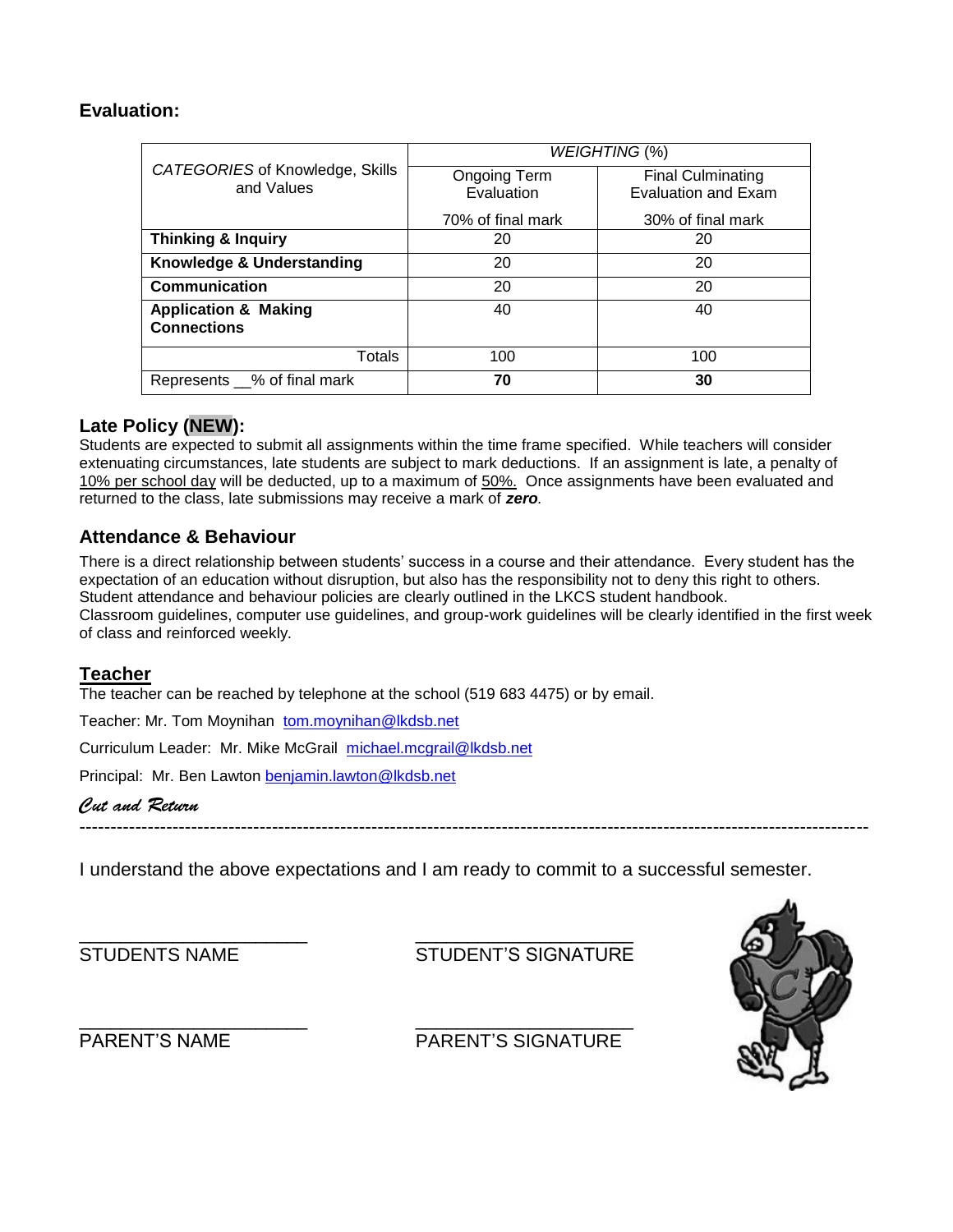## Evaluation:

| *CATEGORIES* of Knowledge, Skills and Values | *WEIGHTING* (%) | |
|---|---|---|
| | Ongoing Term Evaluation<br><br>70% of final mark | Final Culminating Evaluation and Exam<br><br>30% of final mark |
| **Thinking & Inquiry** | 20 | 20 |
| **Knowledge & Understanding** | 20 | 20 |
| **Communication** | 20 | 20 |
| **Application & Making Connections** | 40 | 40 |
| Totals | 100 | 100 |
| Represents __% of final mark | **70** | **30** |

### Late Policy (NEW):

Students are expected to submit all assignments within the time frame specified. While teachers will consider extenuating circumstances, late students are subject to mark deductions. If an assignment is late, a penalty of 10% per school day will be deducted, up to a maximum of 50%. Once assignments have been evaluated and returned to the class, late submissions may receive a mark of ***zero***.

### Attendance & Behaviour

There is a direct relationship between students' success in a course and their attendance. Every student has the expectation of an education without disruption, but also has the responsibility not to deny this right to others. Student attendance and behaviour policies are clearly outlined in the LKCS student handbook.
Classroom guidelines, computer use guidelines, and group-work guidelines will be clearly identified in the first week of class and reinforced weekly.

### Teacher

The teacher can be reached by telephone at the school (519 683 4475) or by email.

Teacher: Mr. Tom Moynihan tom.moynihan@lkdsb.net

Curriculum Leader: Mr. Mike McGrail michael.mcgrail@lkdsb.net

Principal: Mr. Ben Lawton benjamin.lawton@lkdsb.net

*Cut and Return*

---

I understand the above expectations and I am ready to commit to a successful semester.

\_\_\_\_\_\_\_\_\_\_\_\_\_\_\_\_\_\_\_\_\_\_ \_\_\_\_\_\_\_\_\_\_\_\_\_\_\_\_\_\_\_\_\_\_
STUDENTS NAME STUDENT'S SIGNATURE

\_\_\_\_\_\_\_\_\_\_\_\_\_\_\_\_\_\_\_\_\_\_ \_\_\_\_\_\_\_\_\_\_\_\_\_\_\_\_\_\_\_\_\_\_
PARENT'S NAME PARENT'S SIGNATURE